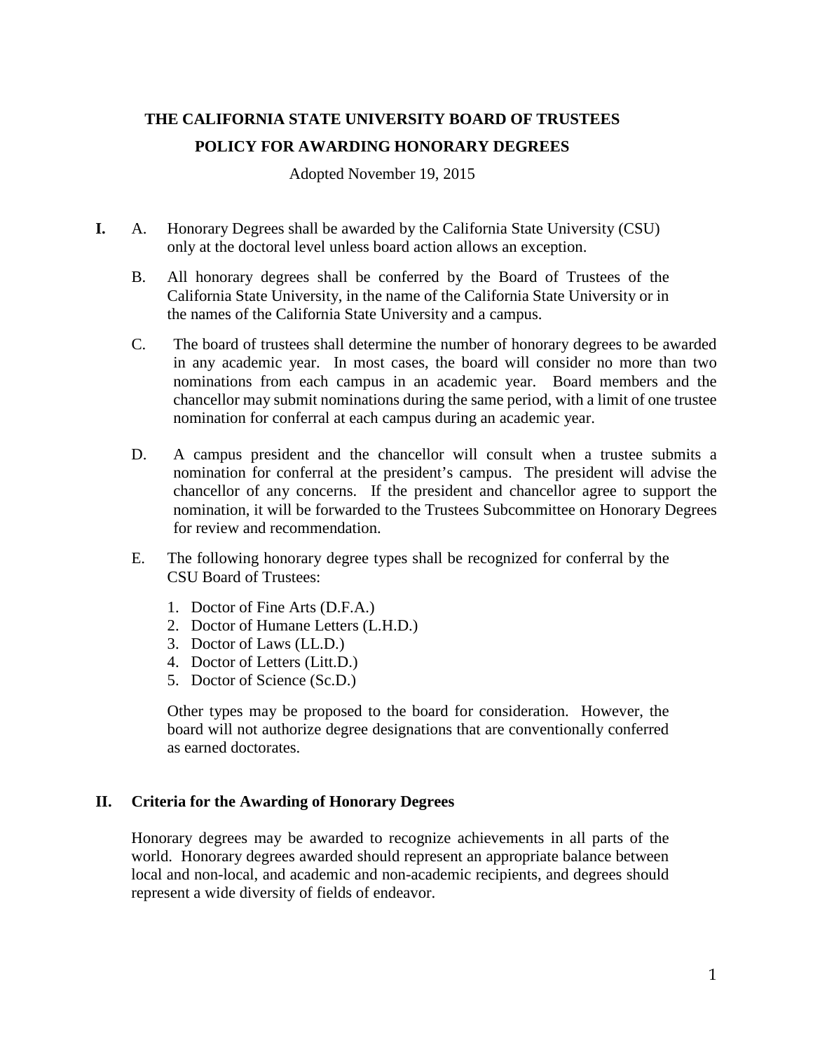# THE CALIFORNIA STATE UNIVERSITY BOARD OF TRUSTEES

# POLICY FOR AWARDING HONORARY DEGREES

Adopted November 19, 2015

**I.**

A. Honorary Degrees shall be awarded by the California State University (CSU) only at the doctoral level unless board action allows an exception.

B. All honorary degrees shall be conferred by the Board of Trustees of the California State University, in the name of the California State University or in the names of the California State University and a campus.

C. The board of trustees shall determine the number of honorary degrees to be awarded in any academic year. In most cases, the board will consider no more than two nominations from each campus in an academic year. Board members and the chancellor may submit nominations during the same period, with a limit of one trustee nomination for conferral at each campus during an academic year.

D. A campus president and the chancellor will consult when a trustee submits a nomination for conferral at the president's campus. The president will advise the chancellor of any concerns. If the president and chancellor agree to support the nomination, it will be forwarded to the Trustees Subcommittee on Honorary Degrees for review and recommendation.

E. The following honorary degree types shall be recognized for conferral by the CSU Board of Trustees:

1. Doctor of Fine Arts (D.F.A.)
2. Doctor of Humane Letters (L.H.D.)
3. Doctor of Laws (LL.D.)
4. Doctor of Letters (Litt.D.)
5. Doctor of Science (Sc.D.)

Other types may be proposed to the board for consideration. However, the board will not authorize degree designations that are conventionally conferred as earned doctorates.

## II. Criteria for the Awarding of Honorary Degrees

Honorary degrees may be awarded to recognize achievements in all parts of the world. Honorary degrees awarded should represent an appropriate balance between local and non-local, and academic and non-academic recipients, and degrees should represent a wide diversity of fields of endeavor.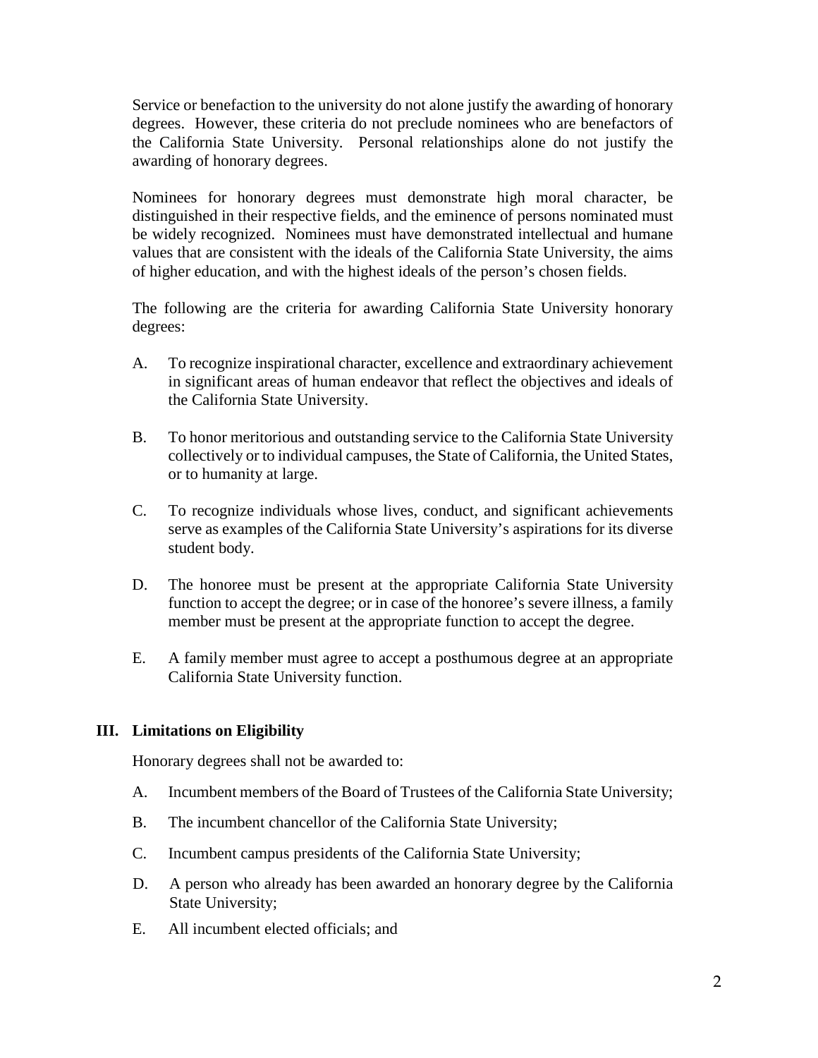Service or benefaction to the university do not alone justify the awarding of honorary degrees. However, these criteria do not preclude nominees who are benefactors of the California State University. Personal relationships alone do not justify the awarding of honorary degrees.

Nominees for honorary degrees must demonstrate high moral character, be distinguished in their respective fields, and the eminence of persons nominated must be widely recognized. Nominees must have demonstrated intellectual and humane values that are consistent with the ideals of the California State University, the aims of higher education, and with the highest ideals of the person's chosen fields.

The following are the criteria for awarding California State University honorary degrees:

A. To recognize inspirational character, excellence and extraordinary achievement in significant areas of human endeavor that reflect the objectives and ideals of the California State University.

B. To honor meritorious and outstanding service to the California State University collectively or to individual campuses, the State of California, the United States, or to humanity at large.

C. To recognize individuals whose lives, conduct, and significant achievements serve as examples of the California State University's aspirations for its diverse student body.

D. The honoree must be present at the appropriate California State University function to accept the degree; or in case of the honoree's severe illness, a family member must be present at the appropriate function to accept the degree.

E. A family member must agree to accept a posthumous degree at an appropriate California State University function.

## III. Limitations on Eligibility

Honorary degrees shall not be awarded to:

A. Incumbent members of the Board of Trustees of the California State University;

B. The incumbent chancellor of the California State University;

C. Incumbent campus presidents of the California State University;

D. A person who already has been awarded an honorary degree by the California State University;

E. All incumbent elected officials; and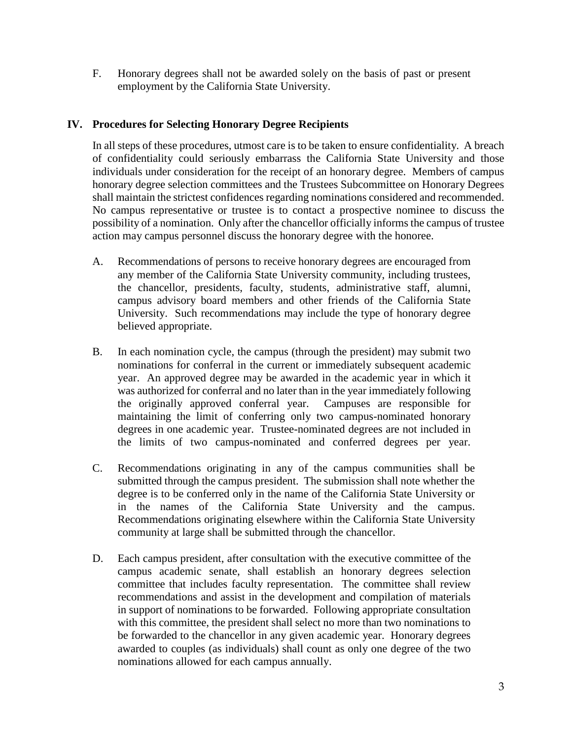F. Honorary degrees shall not be awarded solely on the basis of past or present employment by the California State University.

## IV. Procedures for Selecting Honorary Degree Recipients

In all steps of these procedures, utmost care is to be taken to ensure confidentiality. A breach of confidentiality could seriously embarrass the California State University and those individuals under consideration for the receipt of an honorary degree. Members of campus honorary degree selection committees and the Trustees Subcommittee on Honorary Degrees shall maintain the strictest confidences regarding nominations considered and recommended. No campus representative or trustee is to contact a prospective nominee to discuss the possibility of a nomination. Only after the chancellor officially informs the campus of trustee action may campus personnel discuss the honorary degree with the honoree.

A. Recommendations of persons to receive honorary degrees are encouraged from any member of the California State University community, including trustees, the chancellor, presidents, faculty, students, administrative staff, alumni, campus advisory board members and other friends of the California State University. Such recommendations may include the type of honorary degree believed appropriate.

B. In each nomination cycle, the campus (through the president) may submit two nominations for conferral in the current or immediately subsequent academic year. An approved degree may be awarded in the academic year in which it was authorized for conferral and no later than in the year immediately following the originally approved conferral year. Campuses are responsible for maintaining the limit of conferring only two campus-nominated honorary degrees in one academic year. Trustee-nominated degrees are not included in the limits of two campus-nominated and conferred degrees per year.

C. Recommendations originating in any of the campus communities shall be submitted through the campus president. The submission shall note whether the degree is to be conferred only in the name of the California State University or in the names of the California State University and the campus. Recommendations originating elsewhere within the California State University community at large shall be submitted through the chancellor.

D. Each campus president, after consultation with the executive committee of the campus academic senate, shall establish an honorary degrees selection committee that includes faculty representation. The committee shall review recommendations and assist in the development and compilation of materials in support of nominations to be forwarded. Following appropriate consultation with this committee, the president shall select no more than two nominations to be forwarded to the chancellor in any given academic year. Honorary degrees awarded to couples (as individuals) shall count as only one degree of the two nominations allowed for each campus annually.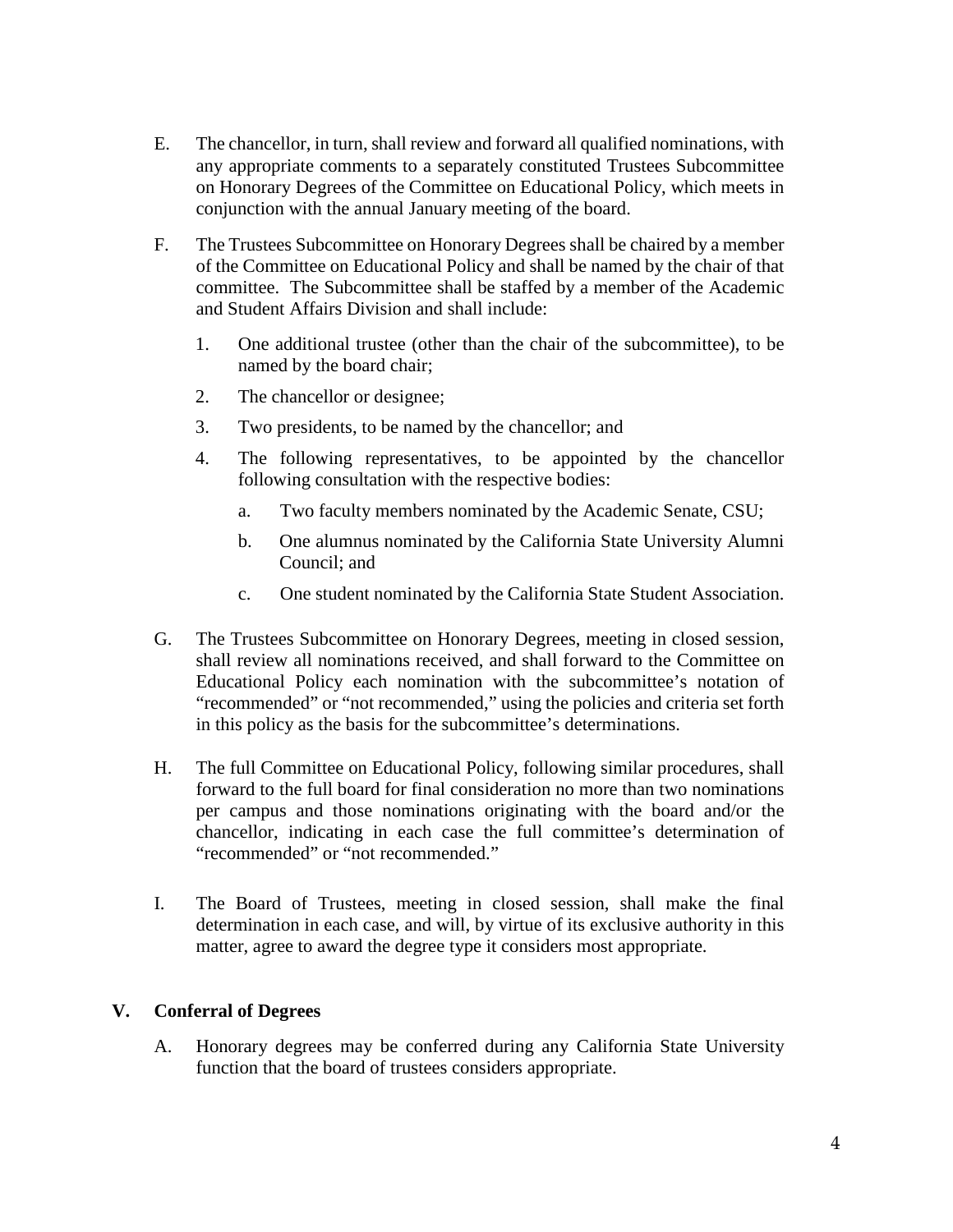E. The chancellor, in turn, shall review and forward all qualified nominations, with any appropriate comments to a separately constituted Trustees Subcommittee on Honorary Degrees of the Committee on Educational Policy, which meets in conjunction with the annual January meeting of the board.

F. The Trustees Subcommittee on Honorary Degrees shall be chaired by a member of the Committee on Educational Policy and shall be named by the chair of that committee. The Subcommittee shall be staffed by a member of the Academic and Student Affairs Division and shall include:

  1. One additional trustee (other than the chair of the subcommittee), to be named by the board chair;

  2. The chancellor or designee;

  3. Two presidents, to be named by the chancellor; and

  4. The following representatives, to be appointed by the chancellor following consultation with the respective bodies:

     a. Two faculty members nominated by the Academic Senate, CSU;

     b. One alumnus nominated by the California State University Alumni Council; and

     c. One student nominated by the California State Student Association.

G. The Trustees Subcommittee on Honorary Degrees, meeting in closed session, shall review all nominations received, and shall forward to the Committee on Educational Policy each nomination with the subcommittee's notation of "recommended" or "not recommended," using the policies and criteria set forth in this policy as the basis for the subcommittee's determinations.

H. The full Committee on Educational Policy, following similar procedures, shall forward to the full board for final consideration no more than two nominations per campus and those nominations originating with the board and/or the chancellor, indicating in each case the full committee's determination of "recommended" or "not recommended."

I. The Board of Trustees, meeting in closed session, shall make the final determination in each case, and will, by virtue of its exclusive authority in this matter, agree to award the degree type it considers most appropriate.

## V. Conferral of Degrees

A. Honorary degrees may be conferred during any California State University function that the board of trustees considers appropriate.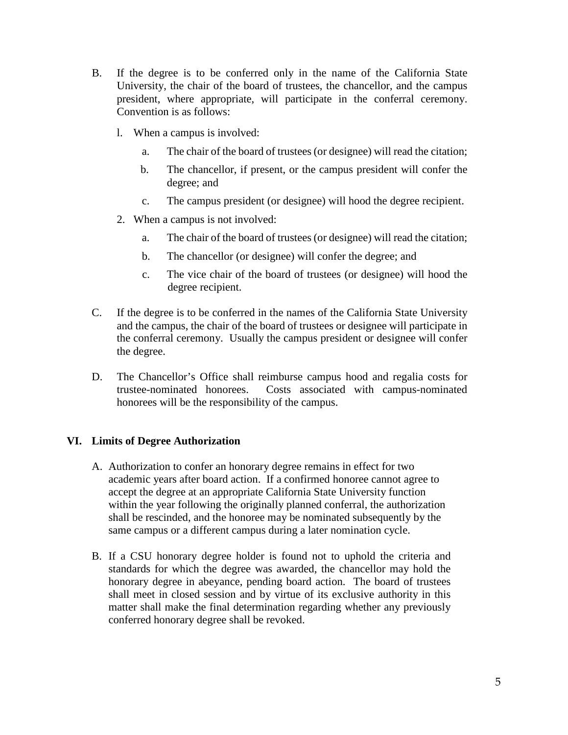B. If the degree is to be conferred only in the name of the California State University, the chair of the board of trustees, the chancellor, and the campus president, where appropriate, will participate in the conferral ceremony. Convention is as follows:

   l. When a campus is involved:

      a. The chair of the board of trustees (or designee) will read the citation;

      b. The chancellor, if present, or the campus president will confer the degree; and

      c. The campus president (or designee) will hood the degree recipient.

   2. When a campus is not involved:

      a. The chair of the board of trustees (or designee) will read the citation;

      b. The chancellor (or designee) will confer the degree; and

      c. The vice chair of the board of trustees (or designee) will hood the degree recipient.

C. If the degree is to be conferred in the names of the California State University and the campus, the chair of the board of trustees or designee will participate in the conferral ceremony. Usually the campus president or designee will confer the degree.

D. The Chancellor's Office shall reimburse campus hood and regalia costs for trustee-nominated honorees. Costs associated with campus-nominated honorees will be the responsibility of the campus.

## VI. Limits of Degree Authorization

A. Authorization to confer an honorary degree remains in effect for two academic years after board action. If a confirmed honoree cannot agree to accept the degree at an appropriate California State University function within the year following the originally planned conferral, the authorization shall be rescinded, and the honoree may be nominated subsequently by the same campus or a different campus during a later nomination cycle.

B. If a CSU honorary degree holder is found not to uphold the criteria and standards for which the degree was awarded, the chancellor may hold the honorary degree in abeyance, pending board action. The board of trustees shall meet in closed session and by virtue of its exclusive authority in this matter shall make the final determination regarding whether any previously conferred honorary degree shall be revoked.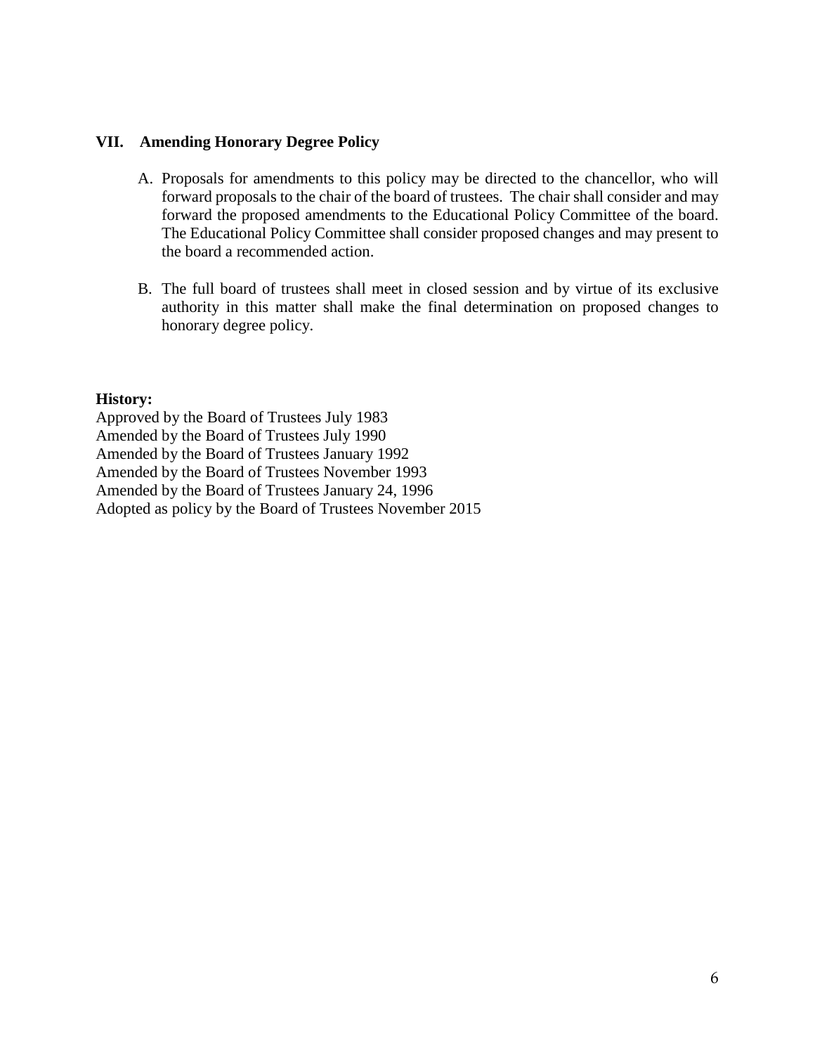## VII. Amending Honorary Degree Policy

A. Proposals for amendments to this policy may be directed to the chancellor, who will forward proposals to the chair of the board of trustees. The chair shall consider and may forward the proposed amendments to the Educational Policy Committee of the board. The Educational Policy Committee shall consider proposed changes and may present to the board a recommended action.

B. The full board of trustees shall meet in closed session and by virtue of its exclusive authority in this matter shall make the final determination on proposed changes to honorary degree policy.

**History:**

Approved by the Board of Trustees July 1983
Amended by the Board of Trustees July 1990
Amended by the Board of Trustees January 1992
Amended by the Board of Trustees November 1993
Amended by the Board of Trustees January 24, 1996
Adopted as policy by the Board of Trustees November 2015